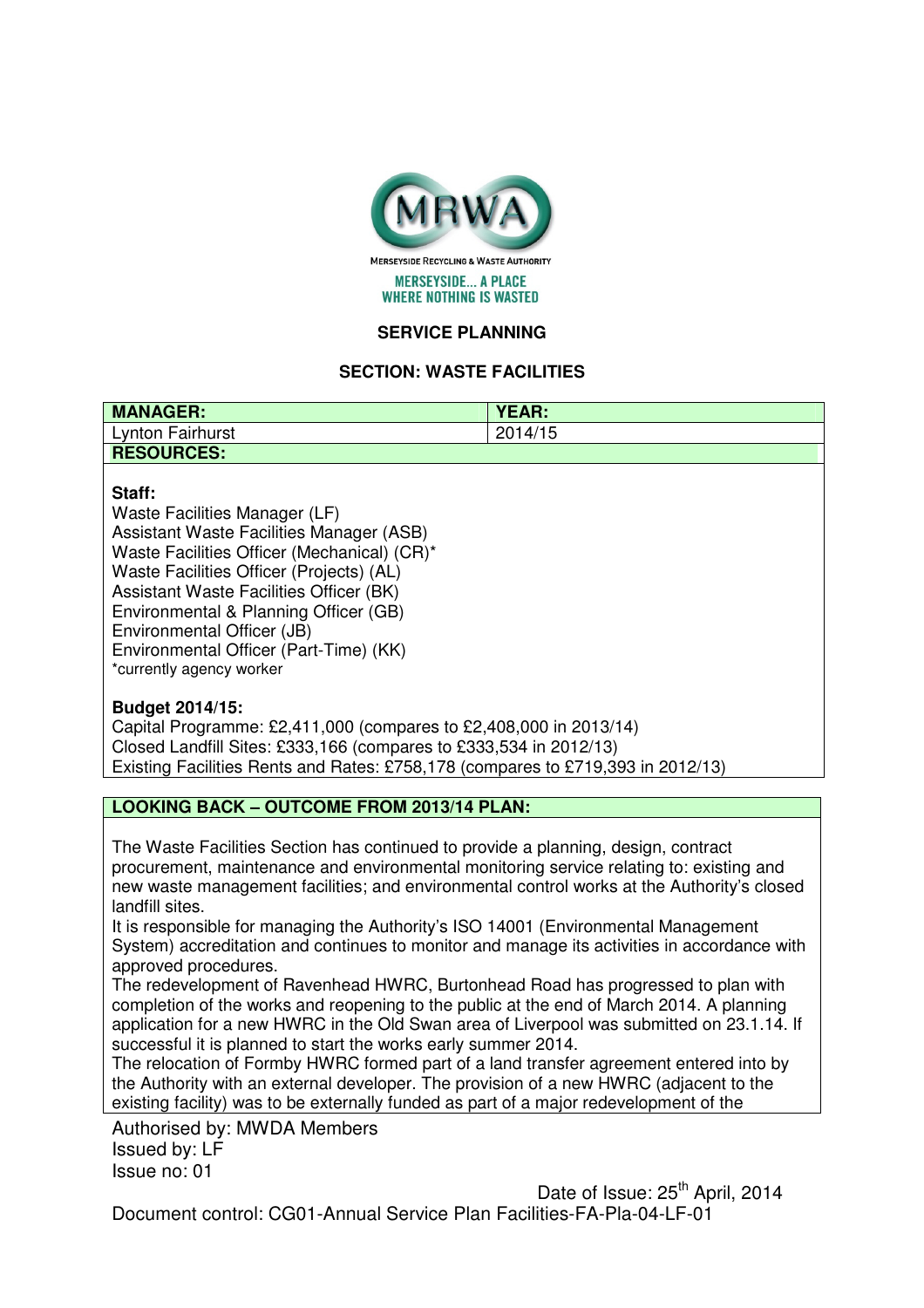MERSEYSIDE RECYCLING & WASTE AUTHORITY

MERSEYSIDE... A PLACE WHERE NOTHING IS WASTED

## SERVICE PLANNING

### SECTION: WASTE FACILITIES

| **MANAGER:** | **YEAR:** |
| --- | --- |
| Lynton Fairhurst | 2014/15 |
| **RESOURCES:** | |

**Staff:**

Waste Facilities Manager (LF)
Assistant Waste Facilities Manager (ASB)
Waste Facilities Officer (Mechanical) (CR)*
Waste Facilities Officer (Projects) (AL)
Assistant Waste Facilities Officer (BK)
Environmental & Planning Officer (GB)
Environmental Officer (JB)
Environmental Officer (Part-Time) (KK)
*currently agency worker

**Budget 2014/15:**

Capital Programme: £2,411,000 (compares to £2,408,000 in 2013/14)
Closed Landfill Sites: £333,166 (compares to £333,534 in 2012/13)
Existing Facilities Rents and Rates: £758,178 (compares to £719,393 in 2012/13)

**LOOKING BACK – OUTCOME FROM 2013/14 PLAN:**

The Waste Facilities Section has continued to provide a planning, design, contract procurement, maintenance and environmental monitoring service relating to: existing and new waste management facilities; and environmental control works at the Authority's closed landfill sites.

It is responsible for managing the Authority's ISO 14001 (Environmental Management System) accreditation and continues to monitor and manage its activities in accordance with approved procedures.

The redevelopment of Ravenhead HWRC, Burtonhead Road has progressed to plan with completion of the works and reopening to the public at the end of March 2014. A planning application for a new HWRC in the Old Swan area of Liverpool was submitted on 23.1.14. If successful it is planned to start the works early summer 2014.

The relocation of Formby HWRC formed part of a land transfer agreement entered into by the Authority with an external developer. The provision of a new HWRC (adjacent to the existing facility) was to be externally funded as part of a major redevelopment of the

Authorised by: MWDA Members
Issued by: LF
Issue no: 01
Date of Issue: 25th April, 2014
Document control: CG01-Annual Service Plan Facilities-FA-Pla-04-LF-01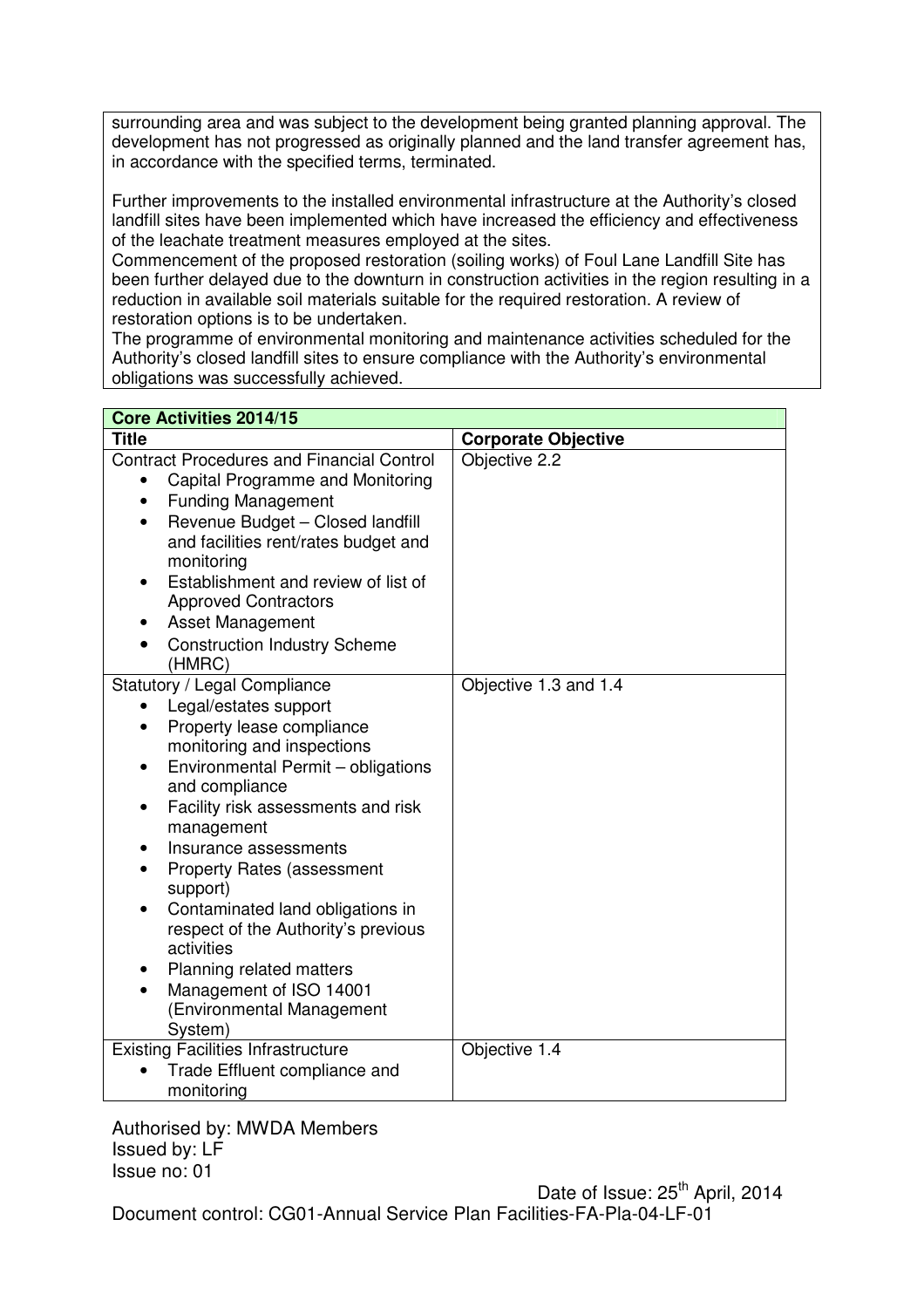surrounding area and was subject to the development being granted planning approval. The development has not progressed as originally planned and the land transfer agreement has, in accordance with the specified terms, terminated.

Further improvements to the installed environmental infrastructure at the Authority's closed landfill sites have been implemented which have increased the efficiency and effectiveness of the leachate treatment measures employed at the sites.

Commencement of the proposed restoration (soiling works) of Foul Lane Landfill Site has been further delayed due to the downturn in construction activities in the region resulting in a reduction in available soil materials suitable for the required restoration. A review of restoration options is to be undertaken.

The programme of environmental monitoring and maintenance activities scheduled for the Authority's closed landfill sites to ensure compliance with the Authority's environmental obligations was successfully achieved.

| **Core Activities 2014/15** | |
|---|---|
| **Title** | **Corporate Objective** |
| Contract Procedures and Financial Control<br>• Capital Programme and Monitoring<br>• Funding Management<br>• Revenue Budget – Closed landfill and facilities rent/rates budget and monitoring<br>• Establishment and review of list of Approved Contractors<br>• Asset Management<br>• Construction Industry Scheme (HMRC) | Objective 2.2 |
| Statutory / Legal Compliance<br>• Legal/estates support<br>• Property lease compliance monitoring and inspections<br>• Environmental Permit – obligations and compliance<br>• Facility risk assessments and risk management<br>• Insurance assessments<br>• Property Rates (assessment support)<br>• Contaminated land obligations in respect of the Authority's previous activities<br>• Planning related matters<br>• Management of ISO 14001 (Environmental Management System) | Objective 1.3 and 1.4 |
| Existing Facilities Infrastructure<br>• Trade Effluent compliance and monitoring | Objective 1.4 |

Authorised by: MWDA Members
Issued by: LF
Issue no: 01

Date of Issue: 25th April, 2014

Document control: CG01-Annual Service Plan Facilities-FA-Pla-04-LF-01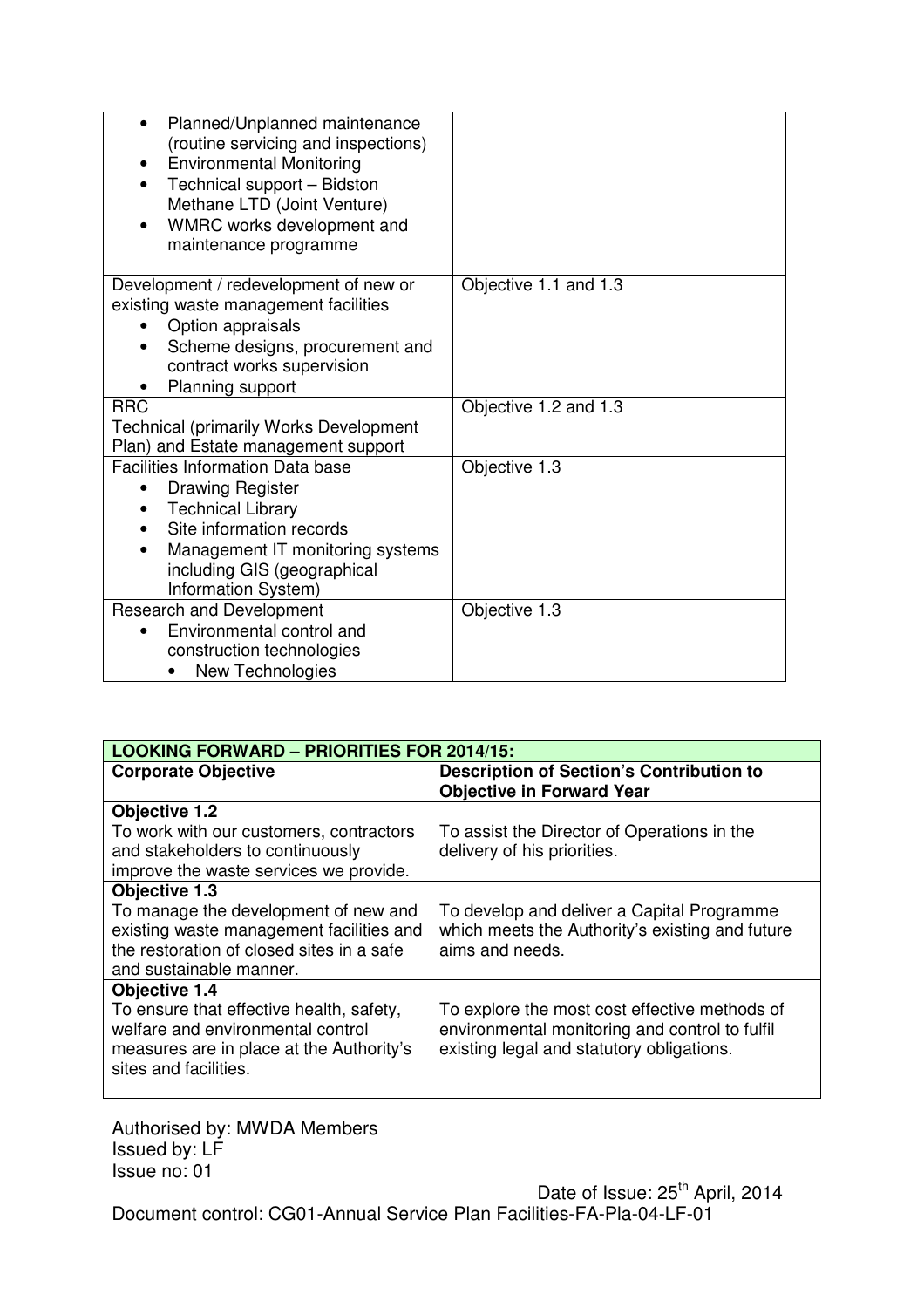| | |
|---|---|
| • Planned/Unplanned maintenance (routine servicing and inspections)<br>• Environmental Monitoring<br>• Technical support – Bidston Methane LTD (Joint Venture)<br>• WMRC works development and maintenance programme | |
| Development / redevelopment of new or existing waste management facilities<br>• Option appraisals<br>• Scheme designs, procurement and contract works supervision<br>• Planning support | Objective 1.1 and 1.3 |
| RRC<br>Technical (primarily Works Development Plan) and Estate management support | Objective 1.2 and 1.3 |
| Facilities Information Data base<br>• Drawing Register<br>• Technical Library<br>• Site information records<br>• Management IT monitoring systems including GIS (geographical Information System) | Objective 1.3 |
| Research and Development<br>• Environmental control and construction technologies<br>  • New Technologies | Objective 1.3 |

| **LOOKING FORWARD – PRIORITIES FOR 2014/15:** | |
|---|---|
| **Corporate Objective** | **Description of Section's Contribution to Objective in Forward Year** |
| **Objective 1.2**<br>To work with our customers, contractors and stakeholders to continuously improve the waste services we provide. | To assist the Director of Operations in the delivery of his priorities. |
| **Objective 1.3**<br>To manage the development of new and existing waste management facilities and the restoration of closed sites in a safe and sustainable manner. | To develop and deliver a Capital Programme which meets the Authority's existing and future aims and needs. |
| **Objective 1.4**<br>To ensure that effective health, safety, welfare and environmental control measures are in place at the Authority's sites and facilities. | To explore the most cost effective methods of environmental monitoring and control to fulfil existing legal and statutory obligations. |

Authorised by: MWDA Members
Issued by: LF
Issue no: 01

Date of Issue: 25th April, 2014
Document control: CG01-Annual Service Plan Facilities-FA-Pla-04-LF-01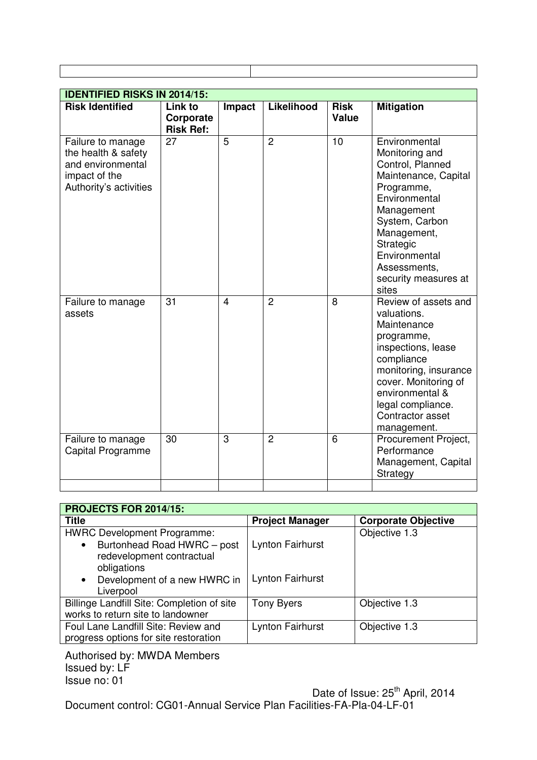| | |
|---|---|
| | |

| IDENTIFIED RISKS IN 2014/15: | | | | | |
|---|---|---|---|---|---|
| **Risk Identified** | **Link to Corporate Risk Ref:** | **Impact** | **Likelihood** | **Risk Value** | **Mitigation** |
| Failure to manage the health & safety and environmental impact of the Authority's activities | 27 | 5 | 2 | 10 | Environmental Monitoring and Control, Planned Maintenance, Capital Programme, Environmental Management System, Carbon Management, Strategic Environmental Assessments, security measures at sites |
| Failure to manage assets | 31 | 4 | 2 | 8 | Review of assets and valuations. Maintenance programme, inspections, lease compliance monitoring, insurance cover. Monitoring of environmental & legal compliance. Contractor asset management. |
| Failure to manage Capital Programme | 30 | 3 | 2 | 6 | Procurement Project, Performance Management, Capital Strategy |
| | | | | | |

| PROJECTS FOR 2014/15: | | |
|---|---|---|
| **Title** | **Project Manager** | **Corporate Objective** |
| HWRC Development Programme:<br>• Burtonhead Road HWRC – post redevelopment contractual obligations<br>• Development of a new HWRC in Liverpool | <br>Lynton Fairhurst<br><br>Lynton Fairhurst | Objective 1.3 |
| Billinge Landfill Site: Completion of site works to return site to landowner | Tony Byers | Objective 1.3 |
| Foul Lane Landfill Site: Review and progress options for site restoration | Lynton Fairhurst | Objective 1.3 |

Authorised by: MWDA Members
Issued by: LF
Issue no: 01

Date of Issue: 25th April, 2014
Document control: CG01-Annual Service Plan Facilities-FA-Pla-04-LF-01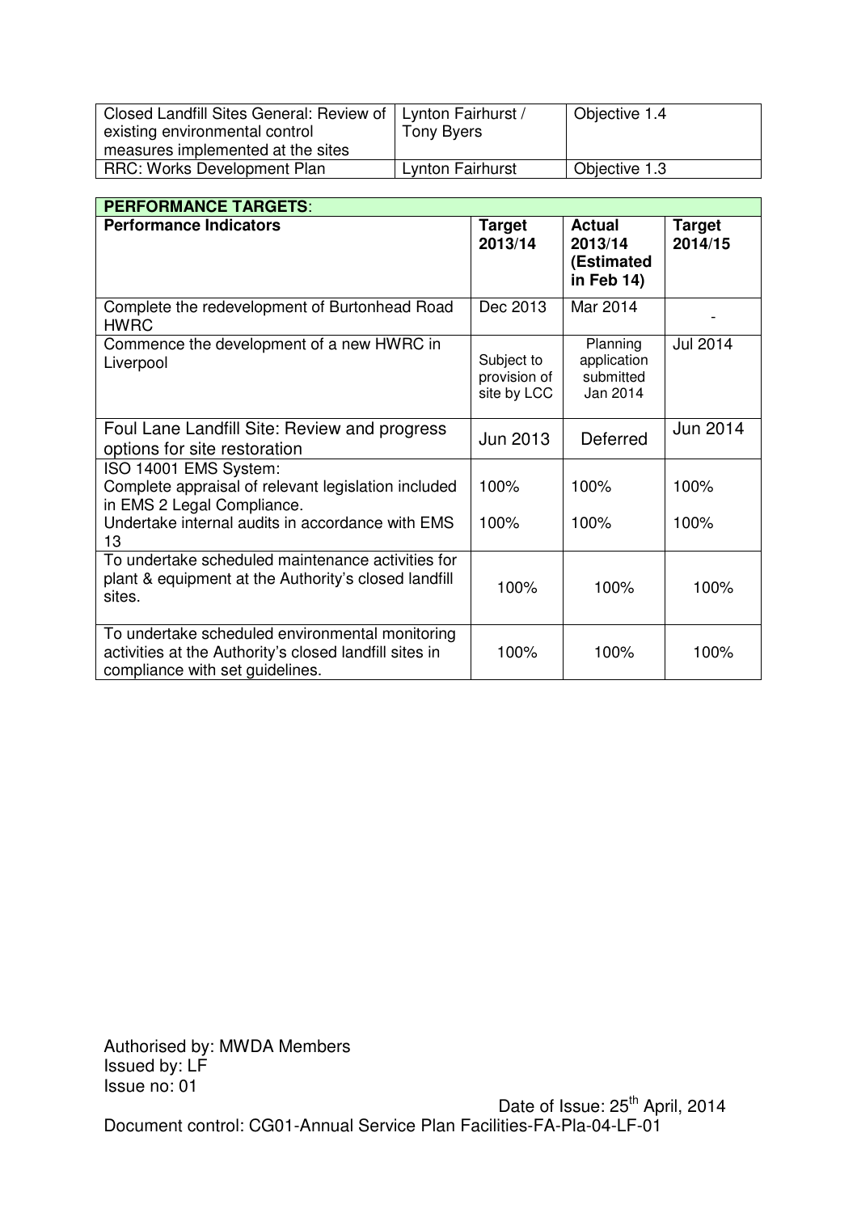| | | |
|---|---|---|
| Closed Landfill Sites General: Review of existing environmental control measures implemented at the sites | Lynton Fairhurst / Tony Byers | Objective 1.4 |
| RRC: Works Development Plan | Lynton Fairhurst | Objective 1.3 |

| **PERFORMANCE TARGETS**: | | | |
|---|---|---|---|
| **Performance Indicators** | **Target 2013/14** | **Actual 2013/14 (Estimated in Feb 14)** | **Target 2014/15** |
| Complete the redevelopment of Burtonhead Road HWRC | Dec 2013 | Mar 2014 | - |
| Commence the development of a new HWRC in Liverpool | Subject to provision of site by LCC | Planning application submitted Jan 2014 | Jul 2014 |
| Foul Lane Landfill Site: Review and progress options for site restoration | Jun 2013 | Deferred | Jun 2014 |
| ISO 14001 EMS System:<br>Complete appraisal of relevant legislation included in EMS 2 Legal Compliance.<br>Undertake internal audits in accordance with EMS 13 | <br>100%<br><br>100% | <br>100%<br><br>100% | <br>100%<br><br>100% |
| To undertake scheduled maintenance activities for plant & equipment at the Authority's closed landfill sites. | 100% | 100% | 100% |
| To undertake scheduled environmental monitoring activities at the Authority's closed landfill sites in compliance with set guidelines. | 100% | 100% | 100% |

Authorised by: MWDA Members
Issued by: LF
Issue no: 01

Date of Issue: 25th April, 2014

Document control: CG01-Annual Service Plan Facilities-FA-Pla-04-LF-01